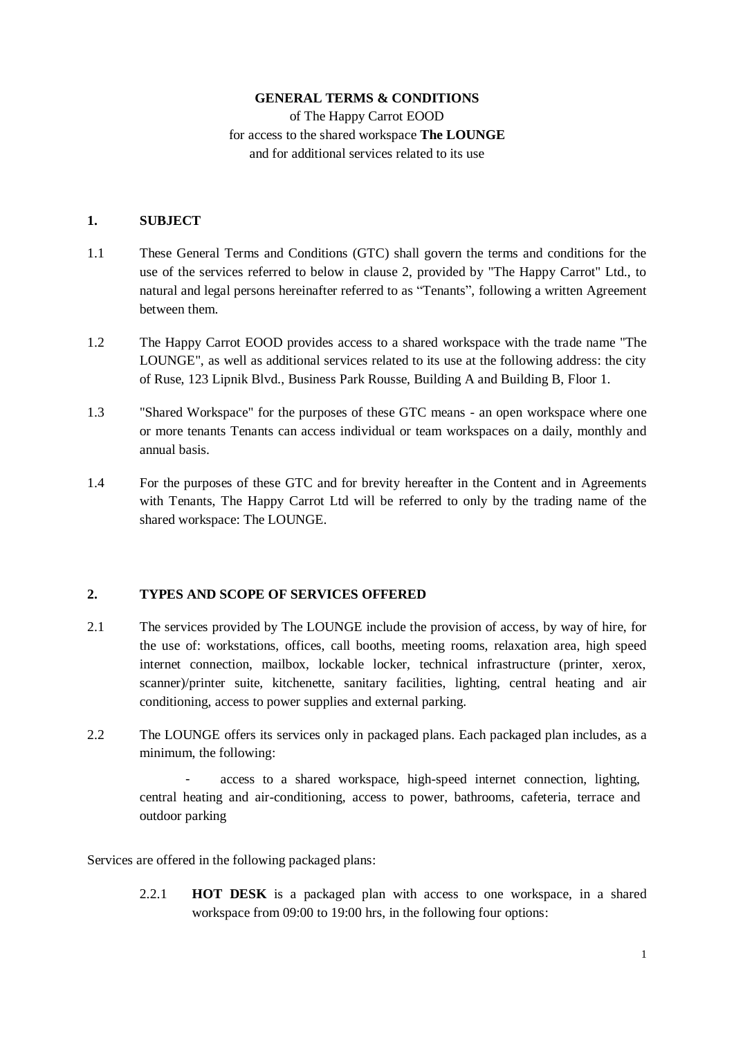**GENERAL TERMS & CONDITIONS**

of The Happy Carrot EOOD

for access to the shared workspace **The LOUNGE**

and for additional services related to its use

## 1. SUBJECT

1.1 These General Terms and Conditions (GTC) shall govern the terms and conditions for the use of the services referred to below in clause 2, provided by "The Happy Carrot" Ltd., to natural and legal persons hereinafter referred to as “Tenants”, following a written Agreement between them.

1.2 The Happy Carrot EOOD provides access to a shared workspace with the trade name "The LOUNGE", as well as additional services related to its use at the following address: the city of Ruse, 123 Lipnik Blvd., Business Park Rousse, Building A and Building B, Floor 1.

1.3 "Shared Workspace" for the purposes of these GTC means - an open workspace where one or more tenants Tenants can access individual or team workspaces on a daily, monthly and annual basis.

1.4 For the purposes of these GTC and for brevity hereafter in the Content and in Agreements with Tenants, The Happy Carrot Ltd will be referred to only by the trading name of the shared workspace: The LOUNGE.

## 2. TYPES AND SCOPE OF SERVICES OFFERED

2.1 The services provided by The LOUNGE include the provision of access, by way of hire, for the use of: workstations, offices, call booths, meeting rooms, relaxation area, high speed internet connection, mailbox, lockable locker, technical infrastructure (printer, xerox, scanner)/printer suite, kitchenette, sanitary facilities, lighting, central heating and air conditioning, access to power supplies and external parking.

2.2 The LOUNGE offers its services only in packaged plans. Each packaged plan includes, as a minimum, the following:

- access to a shared workspace, high-speed internet connection, lighting, central heating and air-conditioning, access to power, bathrooms, cafeteria, terrace and outdoor parking

Services are offered in the following packaged plans:

2.2.1 **HOT DESK** is a packaged plan with access to one workspace, in a shared workspace from 09:00 to 19:00 hrs, in the following four options: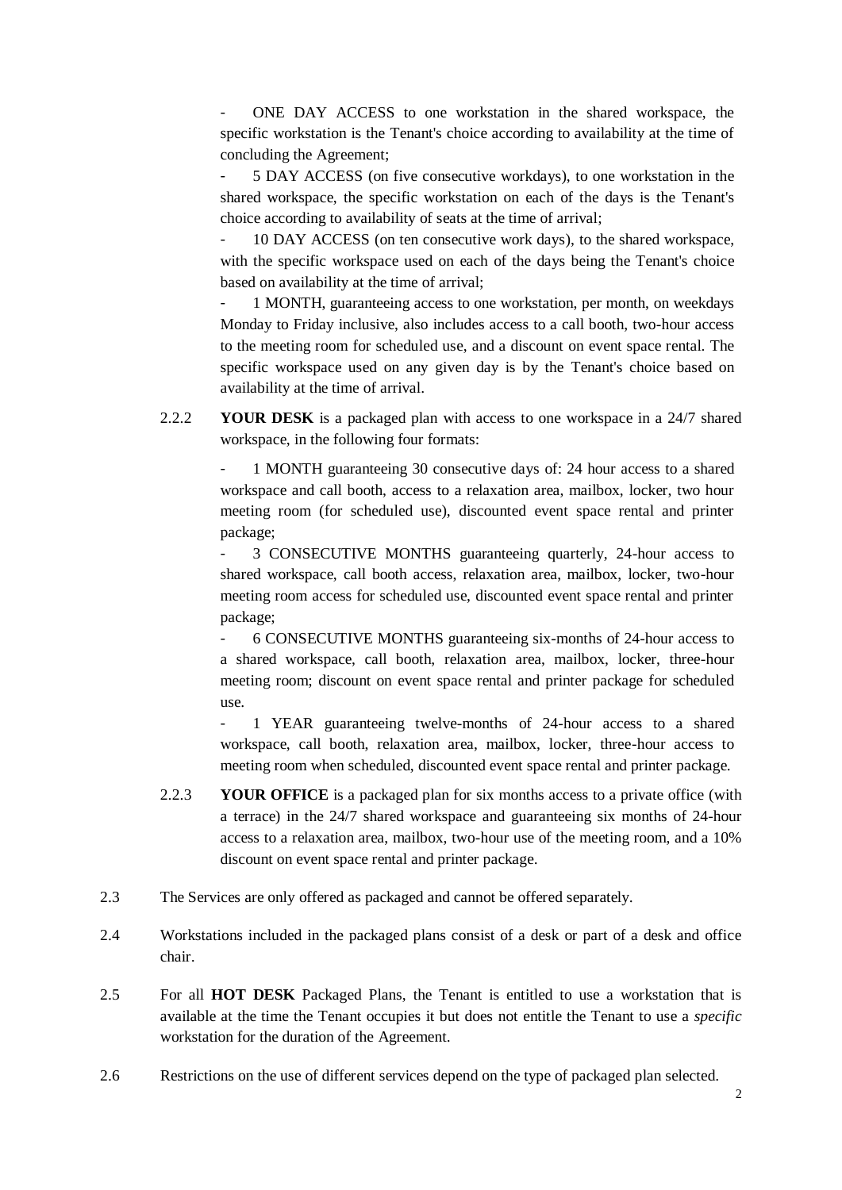- ONE DAY ACCESS to one workstation in the shared workspace, the specific workstation is the Tenant's choice according to availability at the time of concluding the Agreement;

- 5 DAY ACCESS (on five consecutive workdays), to one workstation in the shared workspace, the specific workstation on each of the days is the Tenant's choice according to availability of seats at the time of arrival;

- 10 DAY ACCESS (on ten consecutive work days), to the shared workspace, with the specific workspace used on each of the days being the Tenant's choice based on availability at the time of arrival;

- 1 MONTH, guaranteeing access to one workstation, per month, on weekdays Monday to Friday inclusive, also includes access to a call booth, two-hour access to the meeting room for scheduled use, and a discount on event space rental. The specific workspace used on any given day is by the Tenant's choice based on availability at the time of arrival.

2.2.2 **YOUR DESK** is a packaged plan with access to one workspace in a 24/7 shared workspace, in the following four formats:

- 1 MONTH guaranteeing 30 consecutive days of: 24 hour access to a shared workspace and call booth, access to a relaxation area, mailbox, locker, two hour meeting room (for scheduled use), discounted event space rental and printer package;

- 3 CONSECUTIVE MONTHS guaranteeing quarterly, 24-hour access to shared workspace, call booth access, relaxation area, mailbox, locker, two-hour meeting room access for scheduled use, discounted event space rental and printer package;

- 6 CONSECUTIVE MONTHS guaranteeing six-months of 24-hour access to a shared workspace, call booth, relaxation area, mailbox, locker, three-hour meeting room; discount on event space rental and printer package for scheduled use.

- 1 YEAR guaranteeing twelve-months of 24-hour access to a shared workspace, call booth, relaxation area, mailbox, locker, three-hour access to meeting room when scheduled, discounted event space rental and printer package.

2.2.3 **YOUR OFFICE** is a packaged plan for six months access to a private office (with a terrace) in the 24/7 shared workspace and guaranteeing six months of 24-hour access to a relaxation area, mailbox, two-hour use of the meeting room, and a 10% discount on event space rental and printer package.

2.3 The Services are only offered as packaged and cannot be offered separately.

2.4 Workstations included in the packaged plans consist of a desk or part of a desk and office chair.

2.5 For all **HOT DESK** Packaged Plans, the Tenant is entitled to use a workstation that is available at the time the Tenant occupies it but does not entitle the Tenant to use a *specific* workstation for the duration of the Agreement.

2.6 Restrictions on the use of different services depend on the type of packaged plan selected.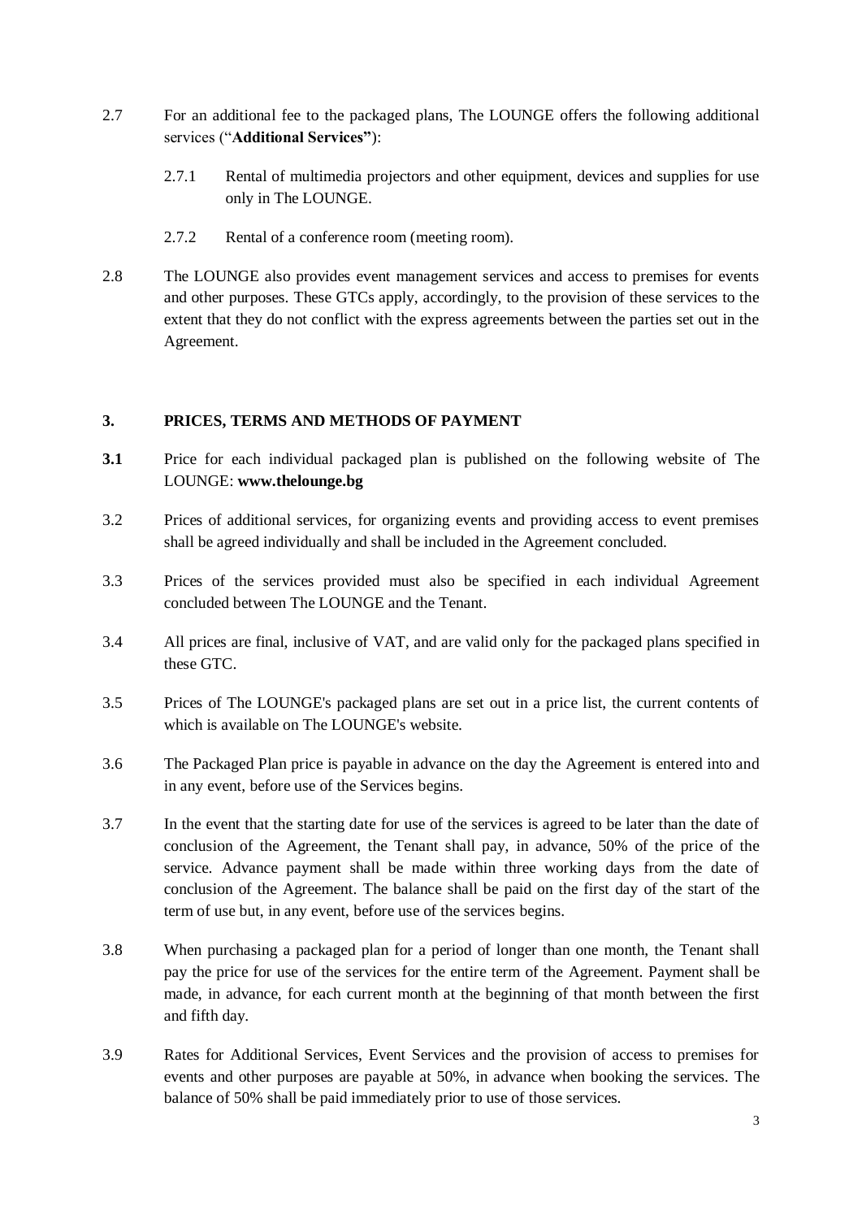2.7 For an additional fee to the packaged plans, The LOUNGE offers the following additional services ("**Additional Services"**):

2.7.1 Rental of multimedia projectors and other equipment, devices and supplies for use only in The LOUNGE.

2.7.2 Rental of a conference room (meeting room).

2.8 The LOUNGE also provides event management services and access to premises for events and other purposes. These GTCs apply, accordingly, to the provision of these services to the extent that they do not conflict with the express agreements between the parties set out in the Agreement.

## 3. PRICES, TERMS AND METHODS OF PAYMENT

**3.1** Price for each individual packaged plan is published on the following website of The LOUNGE: **www.thelounge.bg**

3.2 Prices of additional services, for organizing events and providing access to event premises shall be agreed individually and shall be included in the Agreement concluded.

3.3 Prices of the services provided must also be specified in each individual Agreement concluded between The LOUNGE and the Tenant.

3.4 All prices are final, inclusive of VAT, and are valid only for the packaged plans specified in these GTC.

3.5 Prices of The LOUNGE's packaged plans are set out in a price list, the current contents of which is available on The LOUNGE's website.

3.6 The Packaged Plan price is payable in advance on the day the Agreement is entered into and in any event, before use of the Services begins.

3.7 In the event that the starting date for use of the services is agreed to be later than the date of conclusion of the Agreement, the Tenant shall pay, in advance, 50% of the price of the service. Advance payment shall be made within three working days from the date of conclusion of the Agreement. The balance shall be paid on the first day of the start of the term of use but, in any event, before use of the services begins.

3.8 When purchasing a packaged plan for a period of longer than one month, the Tenant shall pay the price for use of the services for the entire term of the Agreement. Payment shall be made, in advance, for each current month at the beginning of that month between the first and fifth day.

3.9 Rates for Additional Services, Event Services and the provision of access to premises for events and other purposes are payable at 50%, in advance when booking the services. The balance of 50% shall be paid immediately prior to use of those services.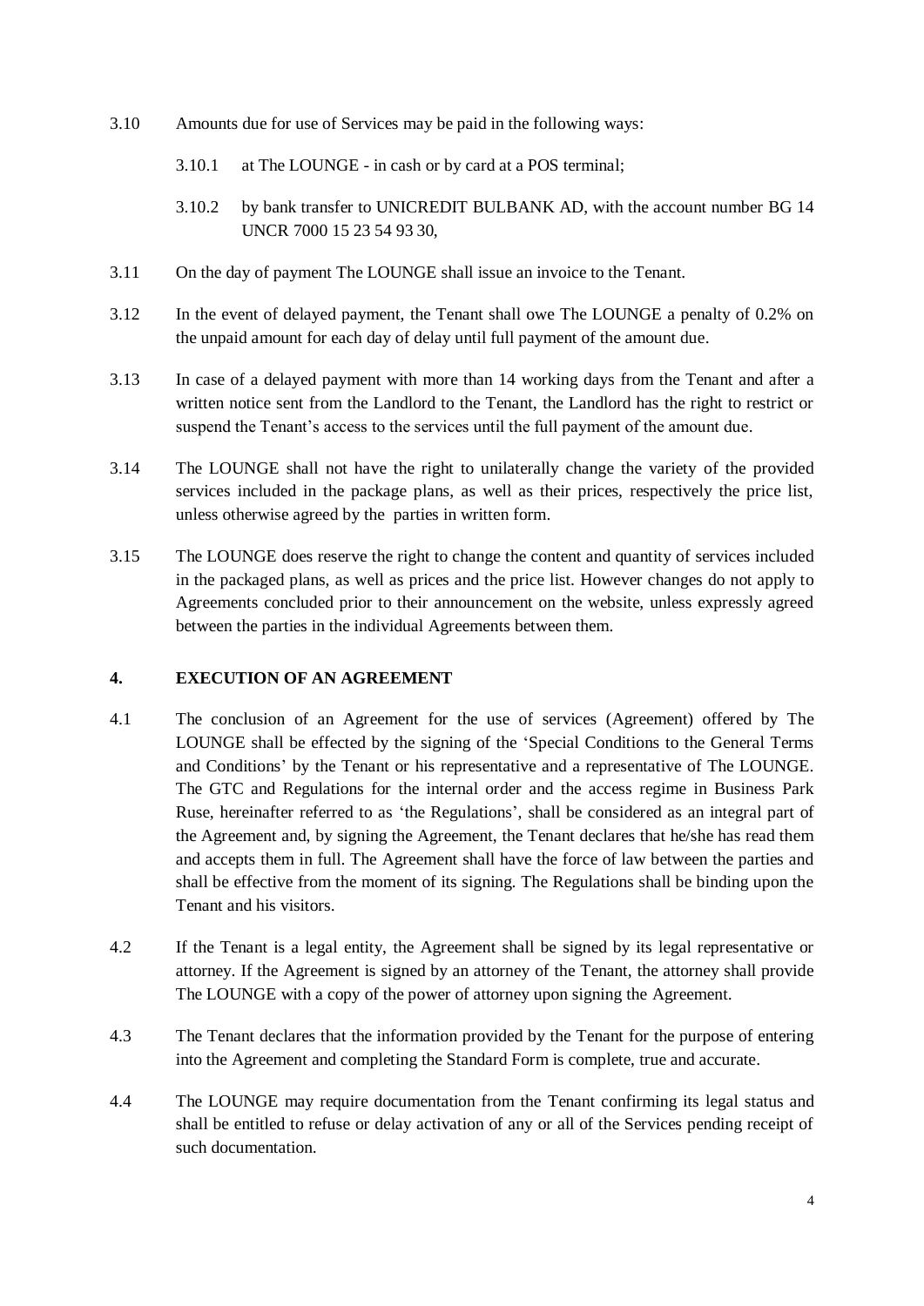3.10 Amounts due for use of Services may be paid in the following ways:

3.10.1 at The LOUNGE - in cash or by card at a POS terminal;

3.10.2 by bank transfer to UNICREDIT BULBANK AD, with the account number BG 14 UNCR 7000 15 23 54 93 30,

3.11 On the day of payment The LOUNGE shall issue an invoice to the Tenant.

3.12 In the event of delayed payment, the Tenant shall owe The LOUNGE a penalty of 0.2% on the unpaid amount for each day of delay until full payment of the amount due.

3.13 In case of a delayed payment with more than 14 working days from the Tenant and after a written notice sent from the Landlord to the Tenant, the Landlord has the right to restrict or suspend the Tenant's access to the services until the full payment of the amount due.

3.14 The LOUNGE shall not have the right to unilaterally change the variety of the provided services included in the package plans, as well as their prices, respectively the price list, unless otherwise agreed by the parties in written form.

3.15 The LOUNGE does reserve the right to change the content and quantity of services included in the packaged plans, as well as prices and the price list. However changes do not apply to Agreements concluded prior to their announcement on the website, unless expressly agreed between the parties in the individual Agreements between them.

## 4. EXECUTION OF AN AGREEMENT

4.1 The conclusion of an Agreement for the use of services (Agreement) offered by The LOUNGE shall be effected by the signing of the 'Special Conditions to the General Terms and Conditions' by the Tenant or his representative and a representative of The LOUNGE. The GTC and Regulations for the internal order and the access regime in Business Park Ruse, hereinafter referred to as 'the Regulations', shall be considered as an integral part of the Agreement and, by signing the Agreement, the Tenant declares that he/she has read them and accepts them in full. The Agreement shall have the force of law between the parties and shall be effective from the moment of its signing. The Regulations shall be binding upon the Tenant and his visitors.

4.2 If the Tenant is a legal entity, the Agreement shall be signed by its legal representative or attorney. If the Agreement is signed by an attorney of the Tenant, the attorney shall provide The LOUNGE with a copy of the power of attorney upon signing the Agreement.

4.3 The Tenant declares that the information provided by the Tenant for the purpose of entering into the Agreement and completing the Standard Form is complete, true and accurate.

4.4 The LOUNGE may require documentation from the Tenant confirming its legal status and shall be entitled to refuse or delay activation of any or all of the Services pending receipt of such documentation.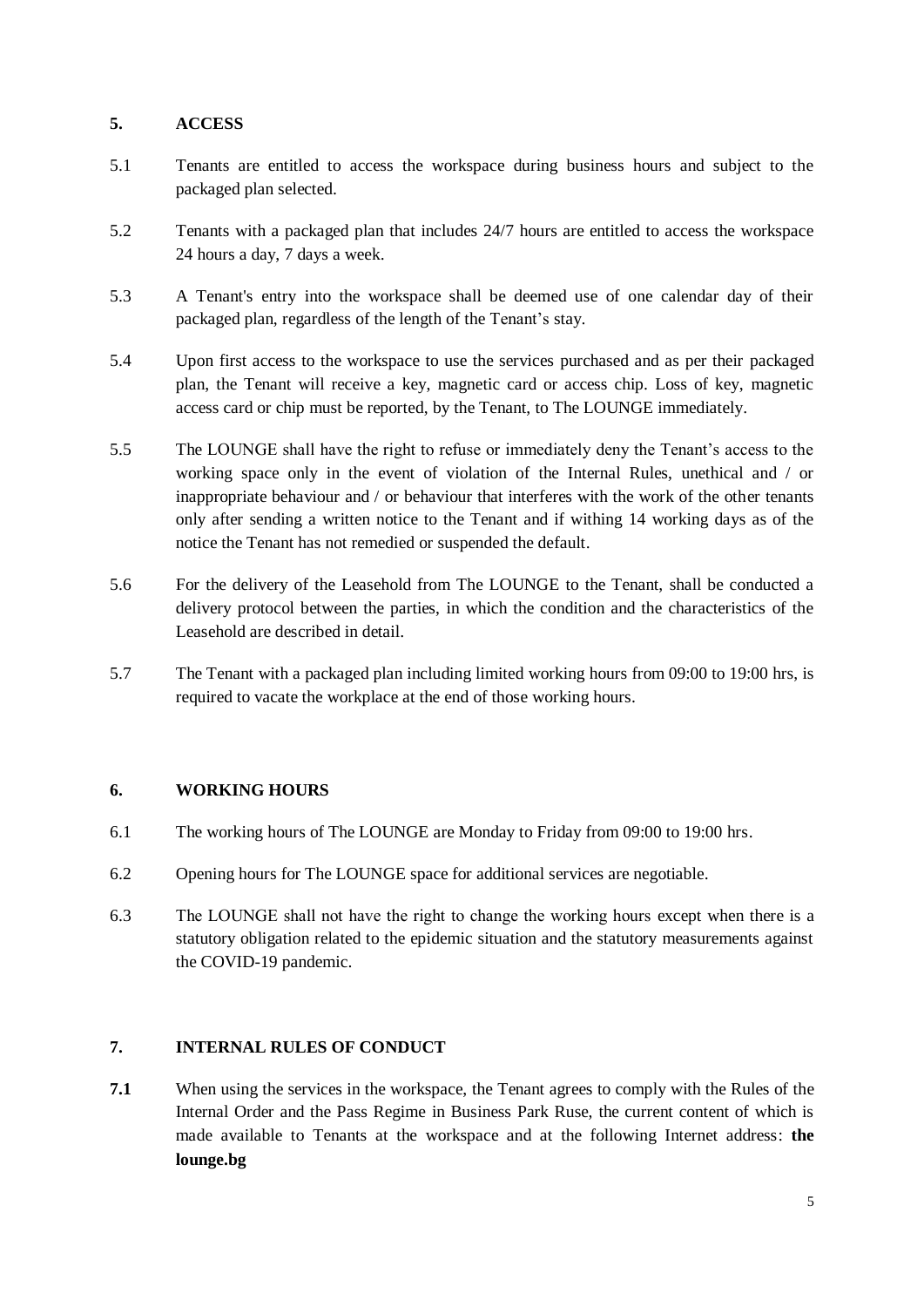## 5. ACCESS

5.1 Tenants are entitled to access the workspace during business hours and subject to the packaged plan selected.

5.2 Tenants with a packaged plan that includes 24/7 hours are entitled to access the workspace 24 hours a day, 7 days a week.

5.3 A Tenant's entry into the workspace shall be deemed use of one calendar day of their packaged plan, regardless of the length of the Tenant's stay.

5.4 Upon first access to the workspace to use the services purchased and as per their packaged plan, the Tenant will receive a key, magnetic card or access chip. Loss of key, magnetic access card or chip must be reported, by the Tenant, to The LOUNGE immediately.

5.5 The LOUNGE shall have the right to refuse or immediately deny the Tenant's access to the working space only in the event of violation of the Internal Rules, unethical and / or inappropriate behaviour and / or behaviour that interferes with the work of the other tenants only after sending a written notice to the Tenant and if withing 14 working days as of the notice the Tenant has not remedied or suspended the default.

5.6 For the delivery of the Leasehold from The LOUNGE to the Tenant, shall be conducted a delivery protocol between the parties, in which the condition and the characteristics of the Leasehold are described in detail.

5.7 The Tenant with a packaged plan including limited working hours from 09:00 to 19:00 hrs, is required to vacate the workplace at the end of those working hours.

## 6. WORKING HOURS

6.1 The working hours of The LOUNGE are Monday to Friday from 09:00 to 19:00 hrs.

6.2 Opening hours for The LOUNGE space for additional services are negotiable.

6.3 The LOUNGE shall not have the right to change the working hours except when there is a statutory obligation related to the epidemic situation and the statutory measurements against the COVID-19 pandemic.

## 7. INTERNAL RULES OF CONDUCT

**7.1** When using the services in the workspace, the Tenant agrees to comply with the Rules of the Internal Order and the Pass Regime in Business Park Ruse, the current content of which is made available to Tenants at the workspace and at the following Internet address: **the lounge.bg**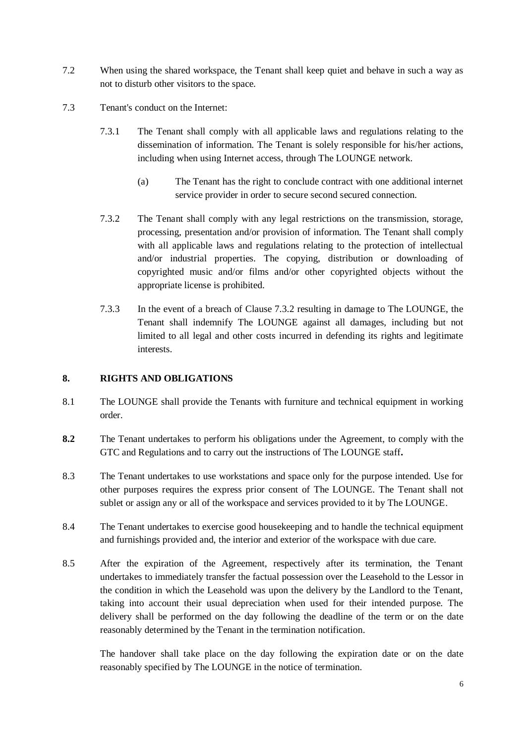7.2 When using the shared workspace, the Tenant shall keep quiet and behave in such a way as not to disturb other visitors to the space.

7.3 Tenant's conduct on the Internet:

7.3.1 The Tenant shall comply with all applicable laws and regulations relating to the dissemination of information. The Tenant is solely responsible for his/her actions, including when using Internet access, through The LOUNGE network.

(a) The Tenant has the right to conclude contract with one additional internet service provider in order to secure second secured connection.

7.3.2 The Tenant shall comply with any legal restrictions on the transmission, storage, processing, presentation and/or provision of information. The Tenant shall comply with all applicable laws and regulations relating to the protection of intellectual and/or industrial properties. The copying, distribution or downloading of copyrighted music and/or films and/or other copyrighted objects without the appropriate license is prohibited.

7.3.3 In the event of a breach of Clause 7.3.2 resulting in damage to The LOUNGE, the Tenant shall indemnify The LOUNGE against all damages, including but not limited to all legal and other costs incurred in defending its rights and legitimate interests.

## 8. RIGHTS AND OBLIGATIONS

8.1 The LOUNGE shall provide the Tenants with furniture and technical equipment in working order.

**8.2** The Tenant undertakes to perform his obligations under the Agreement, to comply with the GTC and Regulations and to carry out the instructions of The LOUNGE staff**.**

8.3 The Tenant undertakes to use workstations and space only for the purpose intended. Use for other purposes requires the express prior consent of The LOUNGE. The Tenant shall not sublet or assign any or all of the workspace and services provided to it by The LOUNGE.

8.4 The Tenant undertakes to exercise good housekeeping and to handle the technical equipment and furnishings provided and, the interior and exterior of the workspace with due care.

8.5 After the expiration of the Agreement, respectively after its termination, the Tenant undertakes to immediately transfer the factual possession over the Leasehold to the Lessor in the condition in which the Leasehold was upon the delivery by the Landlord to the Tenant, taking into account their usual depreciation when used for their intended purpose. The delivery shall be performed on the day following the deadline of the term or on the date reasonably determined by the Tenant in the termination notification.

The handover shall take place on the day following the expiration date or on the date reasonably specified by The LOUNGE in the notice of termination.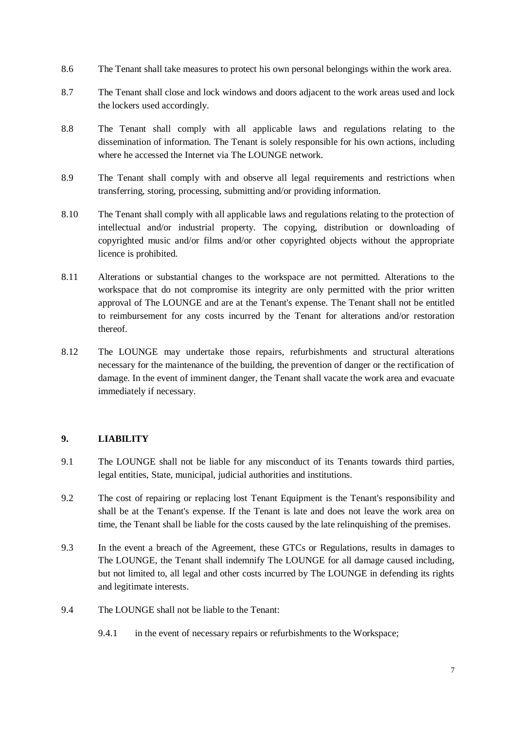8.6 The Tenant shall take measures to protect his own personal belongings within the work area.

8.7 The Tenant shall close and lock windows and doors adjacent to the work areas used and lock the lockers used accordingly.

8.8 The Tenant shall comply with all applicable laws and regulations relating to the dissemination of information. The Tenant is solely responsible for his own actions, including where he accessed the Internet via The LOUNGE network.

8.9 The Tenant shall comply with and observe all legal requirements and restrictions when transferring, storing, processing, submitting and/or providing information.

8.10 The Tenant shall comply with all applicable laws and regulations relating to the protection of intellectual and/or industrial property. The copying, distribution or downloading of copyrighted music and/or films and/or other copyrighted objects without the appropriate licence is prohibited.

8.11 Alterations or substantial changes to the workspace are not permitted. Alterations to the workspace that do not compromise its integrity are only permitted with the prior written approval of The LOUNGE and are at the Tenant's expense. The Tenant shall not be entitled to reimbursement for any costs incurred by the Tenant for alterations and/or restoration thereof.

8.12 The LOUNGE may undertake those repairs, refurbishments and structural alterations necessary for the maintenance of the building, the prevention of danger or the rectification of damage. In the event of imminent danger, the Tenant shall vacate the work area and evacuate immediately if necessary.

## 9. LIABILITY

9.1 The LOUNGE shall not be liable for any misconduct of its Tenants towards third parties, legal entities, State, municipal, judicial authorities and institutions.

9.2 The cost of repairing or replacing lost Tenant Equipment is the Tenant's responsibility and shall be at the Tenant's expense. If the Tenant is late and does not leave the work area on time, the Tenant shall be liable for the costs caused by the late relinquishing of the premises.

9.3 In the event a breach of the Agreement, these GTCs or Regulations, results in damages to The LOUNGE, the Tenant shall indemnify The LOUNGE for all damage caused including, but not limited to, all legal and other costs incurred by The LOUNGE in defending its rights and legitimate interests.

9.4 The LOUNGE shall not be liable to the Tenant:

9.4.1 in the event of necessary repairs or refurbishments to the Workspace;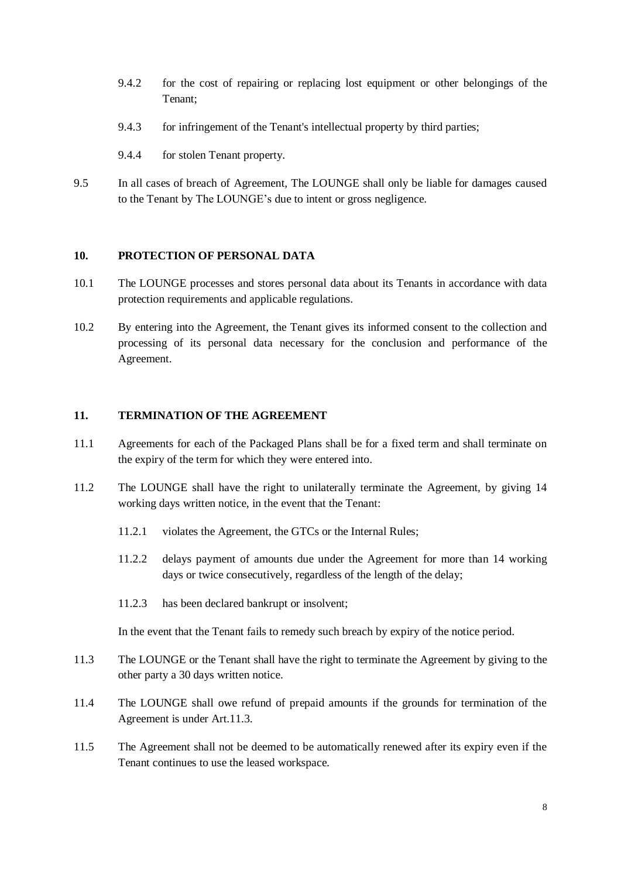9.4.2 for the cost of repairing or replacing lost equipment or other belongings of the Tenant;

9.4.3 for infringement of the Tenant's intellectual property by third parties;

9.4.4 for stolen Tenant property.

9.5 In all cases of breach of Agreement, The LOUNGE shall only be liable for damages caused to the Tenant by The LOUNGE's due to intent or gross negligence.

## 10. PROTECTION OF PERSONAL DATA

10.1 The LOUNGE processes and stores personal data about its Tenants in accordance with data protection requirements and applicable regulations.

10.2 By entering into the Agreement, the Tenant gives its informed consent to the collection and processing of its personal data necessary for the conclusion and performance of the Agreement.

## 11. TERMINATION OF THE AGREEMENT

11.1 Agreements for each of the Packaged Plans shall be for a fixed term and shall terminate on the expiry of the term for which they were entered into.

11.2 The LOUNGE shall have the right to unilaterally terminate the Agreement, by giving 14 working days written notice, in the event that the Tenant:

11.2.1 violates the Agreement, the GTCs or the Internal Rules;

11.2.2 delays payment of amounts due under the Agreement for more than 14 working days or twice consecutively, regardless of the length of the delay;

11.2.3 has been declared bankrupt or insolvent;

In the event that the Tenant fails to remedy such breach by expiry of the notice period.

11.3 The LOUNGE or the Tenant shall have the right to terminate the Agreement by giving to the other party a 30 days written notice.

11.4 The LOUNGE shall owe refund of prepaid amounts if the grounds for termination of the Agreement is under Art.11.3.

11.5 The Agreement shall not be deemed to be automatically renewed after its expiry even if the Tenant continues to use the leased workspace.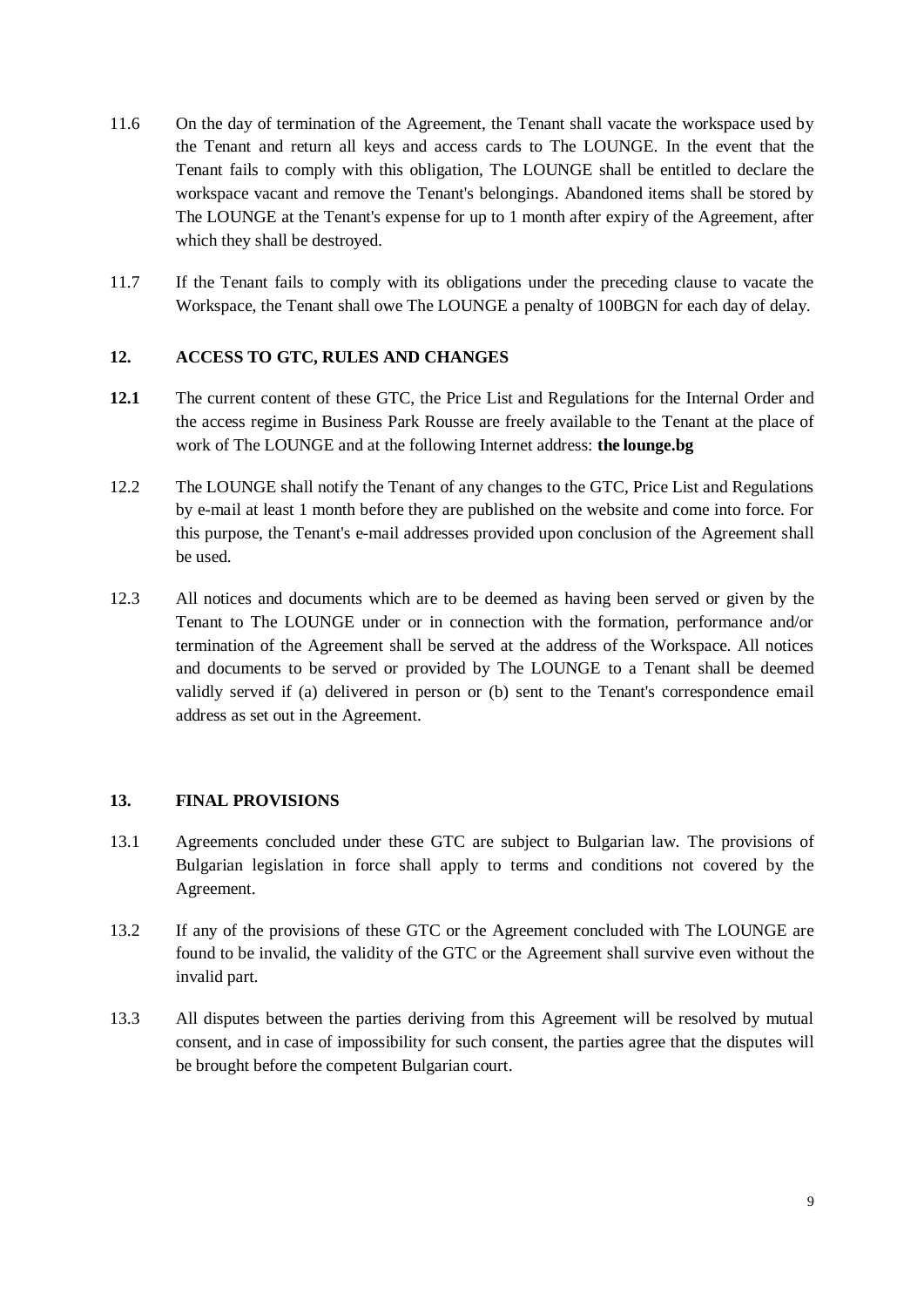11.6 On the day of termination of the Agreement, the Tenant shall vacate the workspace used by the Tenant and return all keys and access cards to The LOUNGE. In the event that the Tenant fails to comply with this obligation, The LOUNGE shall be entitled to declare the workspace vacant and remove the Tenant's belongings. Abandoned items shall be stored by The LOUNGE at the Tenant's expense for up to 1 month after expiry of the Agreement, after which they shall be destroyed.

11.7 If the Tenant fails to comply with its obligations under the preceding clause to vacate the Workspace, the Tenant shall owe The LOUNGE a penalty of 100BGN for each day of delay.

## 12. ACCESS TO GTC, RULES AND CHANGES

**12.1** The current content of these GTC, the Price List and Regulations for the Internal Order and the access regime in Business Park Rousse are freely available to the Tenant at the place of work of The LOUNGE and at the following Internet address: **the lounge.bg**

12.2 The LOUNGE shall notify the Tenant of any changes to the GTC, Price List and Regulations by e-mail at least 1 month before they are published on the website and come into force. For this purpose, the Tenant's e-mail addresses provided upon conclusion of the Agreement shall be used.

12.3 All notices and documents which are to be deemed as having been served or given by the Tenant to The LOUNGE under or in connection with the formation, performance and/or termination of the Agreement shall be served at the address of the Workspace. All notices and documents to be served or provided by The LOUNGE to a Tenant shall be deemed validly served if (a) delivered in person or (b) sent to the Tenant's correspondence email address as set out in the Agreement.

## 13. FINAL PROVISIONS

13.1 Agreements concluded under these GTC are subject to Bulgarian law. The provisions of Bulgarian legislation in force shall apply to terms and conditions not covered by the Agreement.

13.2 If any of the provisions of these GTC or the Agreement concluded with The LOUNGE are found to be invalid, the validity of the GTC or the Agreement shall survive even without the invalid part.

13.3 All disputes between the parties deriving from this Agreement will be resolved by mutual consent, and in case of impossibility for such consent, the parties agree that the disputes will be brought before the competent Bulgarian court.